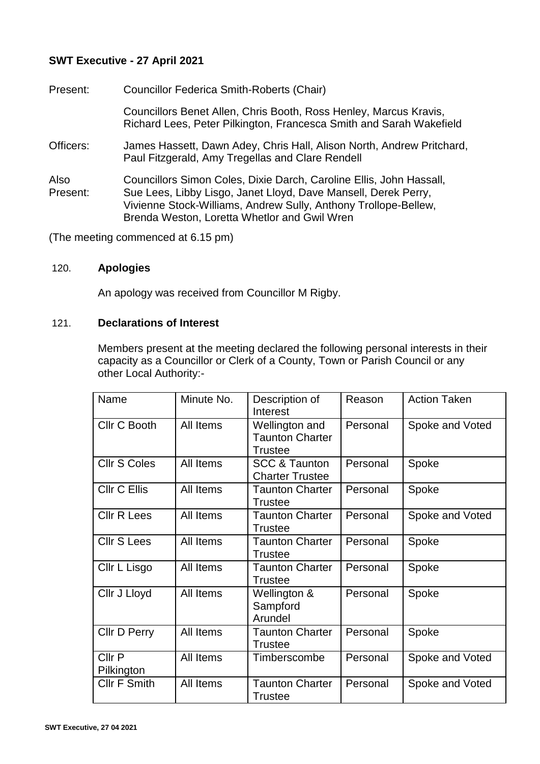## SWT Executive - 27 April 2021

Present: Councillor Federica Smith-Roberts (Chair)

Councillors Benet Allen, Chris Booth, Ross Henley, Marcus Kravis, Richard Lees, Peter Pilkington, Francesca Smith and Sarah Wakefield

Officers: James Hassett, Dawn Adey, Chris Hall, Alison North, Andrew Pritchard, Paul Fitzgerald, Amy Tregellas and Clare Rendell

Also Present: Councillors Simon Coles, Dixie Darch, Caroline Ellis, John Hassall, Sue Lees, Libby Lisgo, Janet Lloyd, Dave Mansell, Derek Perry, Vivienne Stock-Williams, Andrew Sully, Anthony Trollope-Bellew, Brenda Weston, Loretta Whetlor and Gwil Wren

(The meeting commenced at 6.15 pm)

### 120. Apologies

An apology was received from Councillor M Rigby.

### 121. Declarations of Interest

Members present at the meeting declared the following personal interests in their capacity as a Councillor or Clerk of a County, Town or Parish Council or any other Local Authority:-

| Name | Minute No. | Description of Interest | Reason | Action Taken |
|---|---|---|---|---|
| Cllr C Booth | All Items | Wellington and Taunton Charter Trustee | Personal | Spoke and Voted |
| Cllr S Coles | All Items | SCC & Taunton Charter Trustee | Personal | Spoke |
| Cllr C Ellis | All Items | Taunton Charter Trustee | Personal | Spoke |
| Cllr R Lees | All Items | Taunton Charter Trustee | Personal | Spoke and Voted |
| Cllr S Lees | All Items | Taunton Charter Trustee | Personal | Spoke |
| Cllr L Lisgo | All Items | Taunton Charter Trustee | Personal | Spoke |
| Cllr J Lloyd | All Items | Wellington & Sampford Arundel | Personal | Spoke |
| Cllr D Perry | All Items | Taunton Charter Trustee | Personal | Spoke |
| Cllr P Pilkington | All Items | Timberscombe | Personal | Spoke and Voted |
| Cllr F Smith | All Items | Taunton Charter Trustee | Personal | Spoke and Voted |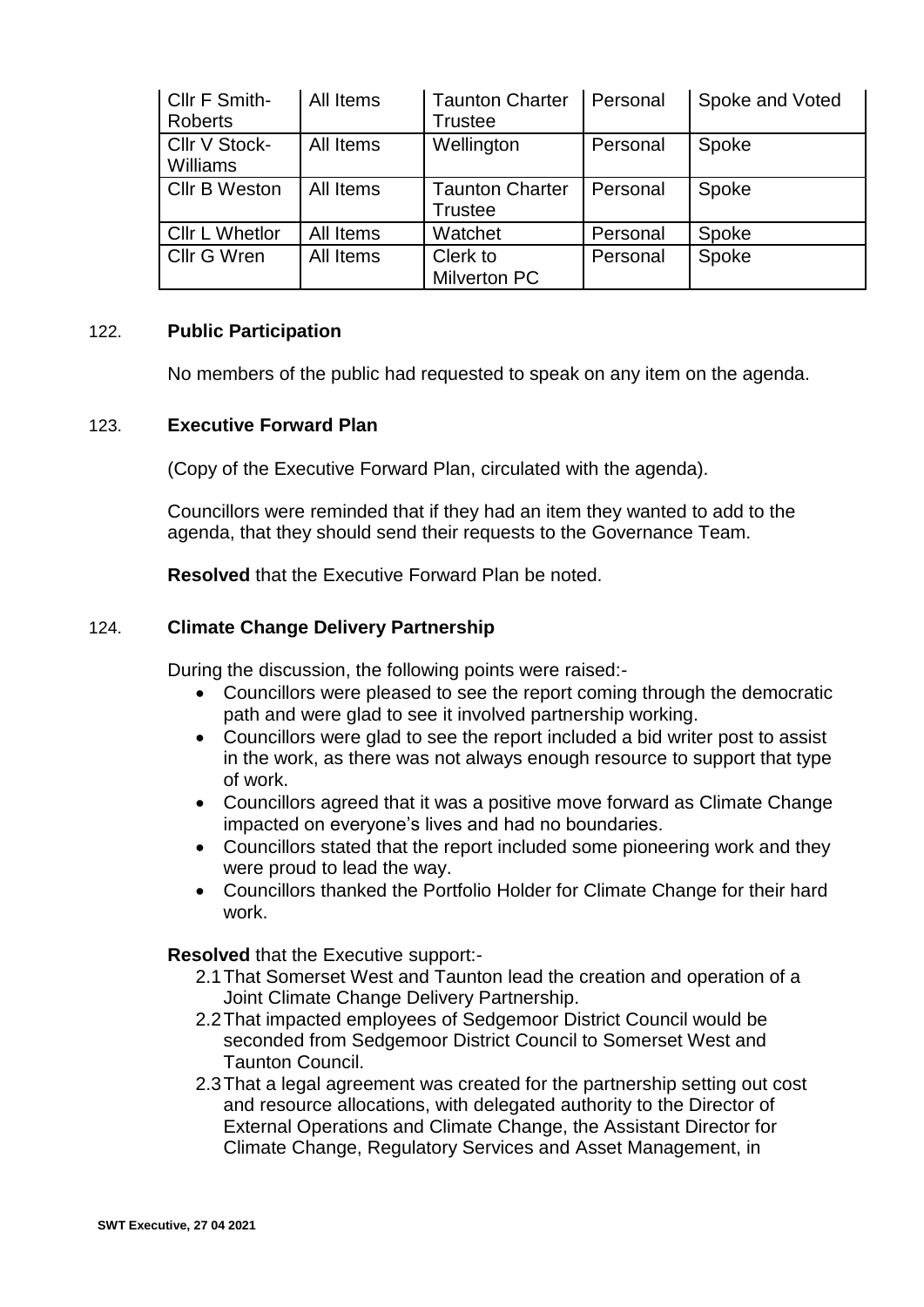| Cllr F Smith-Roberts | All Items | Taunton Charter Trustee | Personal | Spoke and Voted |
|---|---|---|---|---|
| Cllr V Stock-Williams | All Items | Wellington | Personal | Spoke |
| Cllr B Weston | All Items | Taunton Charter Trustee | Personal | Spoke |
| Cllr L Whetlor | All Items | Watchet | Personal | Spoke |
| Cllr G Wren | All Items | Clerk to Milverton PC | Personal | Spoke |

122. **Public Participation**

No members of the public had requested to speak on any item on the agenda.

123. **Executive Forward Plan**

(Copy of the Executive Forward Plan, circulated with the agenda).

Councillors were reminded that if they had an item they wanted to add to the agenda, that they should send their requests to the Governance Team.

**Resolved** that the Executive Forward Plan be noted.

124. **Climate Change Delivery Partnership**

During the discussion, the following points were raised:-

- Councillors were pleased to see the report coming through the democratic path and were glad to see it involved partnership working.
- Councillors were glad to see the report included a bid writer post to assist in the work, as there was not always enough resource to support that type of work.
- Councillors agreed that it was a positive move forward as Climate Change impacted on everyone's lives and had no boundaries.
- Councillors stated that the report included some pioneering work and they were proud to lead the way.
- Councillors thanked the Portfolio Holder for Climate Change for their hard work.

**Resolved** that the Executive support:-

2.1 That Somerset West and Taunton lead the creation and operation of a Joint Climate Change Delivery Partnership.

2.2 That impacted employees of Sedgemoor District Council would be seconded from Sedgemoor District Council to Somerset West and Taunton Council.

2.3 That a legal agreement was created for the partnership setting out cost and resource allocations, with delegated authority to the Director of External Operations and Climate Change, the Assistant Director for Climate Change, Regulatory Services and Asset Management, in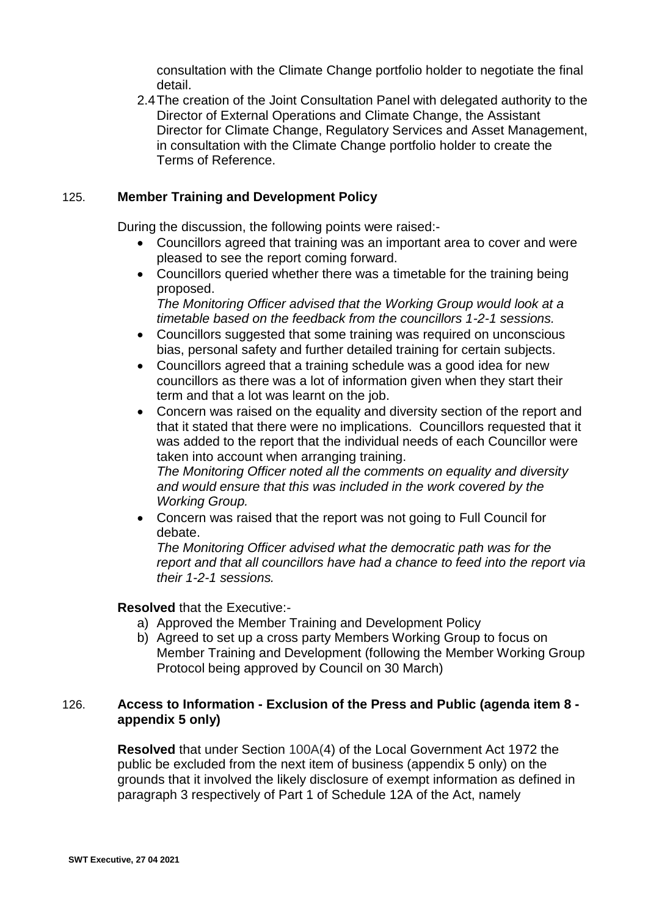consultation with the Climate Change portfolio holder to negotiate the final detail.

2.4 The creation of the Joint Consultation Panel with delegated authority to the Director of External Operations and Climate Change, the Assistant Director for Climate Change, Regulatory Services and Asset Management, in consultation with the Climate Change portfolio holder to create the Terms of Reference.

125. **Member Training and Development Policy**

During the discussion, the following points were raised:-

- Councillors agreed that training was an important area to cover and were pleased to see the report coming forward.
- Councillors queried whether there was a timetable for the training being proposed.
  *The Monitoring Officer advised that the Working Group would look at a timetable based on the feedback from the councillors 1-2-1 sessions.*
- Councillors suggested that some training was required on unconscious bias, personal safety and further detailed training for certain subjects.
- Councillors agreed that a training schedule was a good idea for new councillors as there was a lot of information given when they start their term and that a lot was learnt on the job.
- Concern was raised on the equality and diversity section of the report and that it stated that there were no implications. Councillors requested that it was added to the report that the individual needs of each Councillor were taken into account when arranging training.
  *The Monitoring Officer noted all the comments on equality and diversity and would ensure that this was included in the work covered by the Working Group.*
- Concern was raised that the report was not going to Full Council for debate.
  *The Monitoring Officer advised what the democratic path was for the report and that all councillors have had a chance to feed into the report via their 1-2-1 sessions.*

**Resolved** that the Executive:-

a) Approved the Member Training and Development Policy
b) Agreed to set up a cross party Members Working Group to focus on Member Training and Development (following the Member Working Group Protocol being approved by Council on 30 March)

126. **Access to Information - Exclusion of the Press and Public (agenda item 8 - appendix 5 only)**

**Resolved** that under Section 100A(4) of the Local Government Act 1972 the public be excluded from the next item of business (appendix 5 only) on the grounds that it involved the likely disclosure of exempt information as defined in paragraph 3 respectively of Part 1 of Schedule 12A of the Act, namely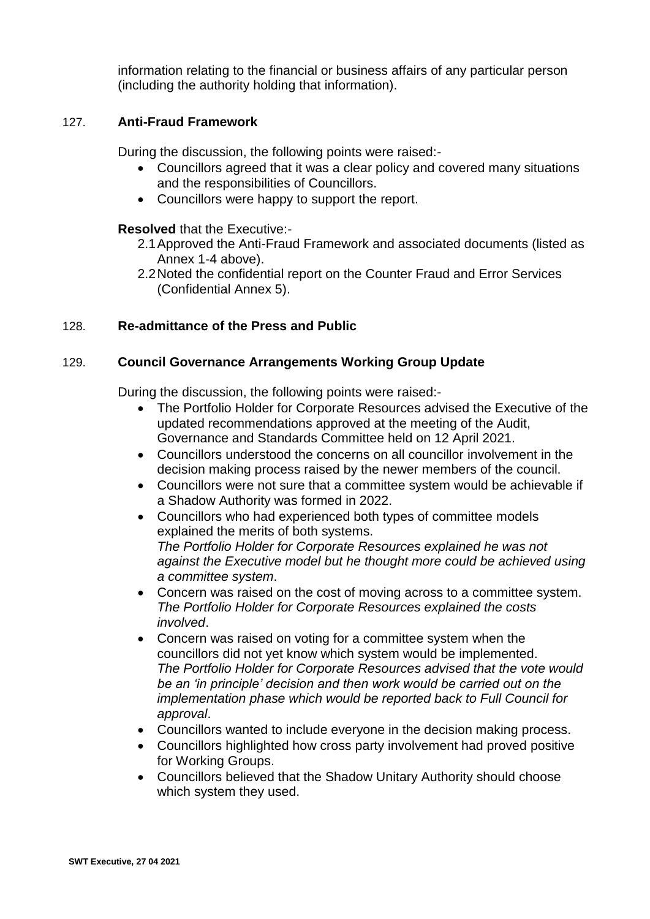information relating to the financial or business affairs of any particular person (including the authority holding that information).

## 127. Anti-Fraud Framework

During the discussion, the following points were raised:-

- Councillors agreed that it was a clear policy and covered many situations and the responsibilities of Councillors.
- Councillors were happy to support the report.

**Resolved** that the Executive:-

2.1 Approved the Anti-Fraud Framework and associated documents (listed as Annex 1-4 above).

2.2 Noted the confidential report on the Counter Fraud and Error Services (Confidential Annex 5).

## 128. Re-admittance of the Press and Public

## 129. Council Governance Arrangements Working Group Update

During the discussion, the following points were raised:-

- The Portfolio Holder for Corporate Resources advised the Executive of the updated recommendations approved at the meeting of the Audit, Governance and Standards Committee held on 12 April 2021.
- Councillors understood the concerns on all councillor involvement in the decision making process raised by the newer members of the council.
- Councillors were not sure that a committee system would be achievable if a Shadow Authority was formed in 2022.
- Councillors who had experienced both types of committee models explained the merits of both systems.
  *The Portfolio Holder for Corporate Resources explained he was not against the Executive model but he thought more could be achieved using a committee system*.
- Concern was raised on the cost of moving across to a committee system.
  *The Portfolio Holder for Corporate Resources explained the costs involved*.
- Concern was raised on voting for a committee system when the councillors did not yet know which system would be implemented.
  *The Portfolio Holder for Corporate Resources advised that the vote would be an 'in principle' decision and then work would be carried out on the implementation phase which would be reported back to Full Council for approval*.
- Councillors wanted to include everyone in the decision making process.
- Councillors highlighted how cross party involvement had proved positive for Working Groups.
- Councillors believed that the Shadow Unitary Authority should choose which system they used.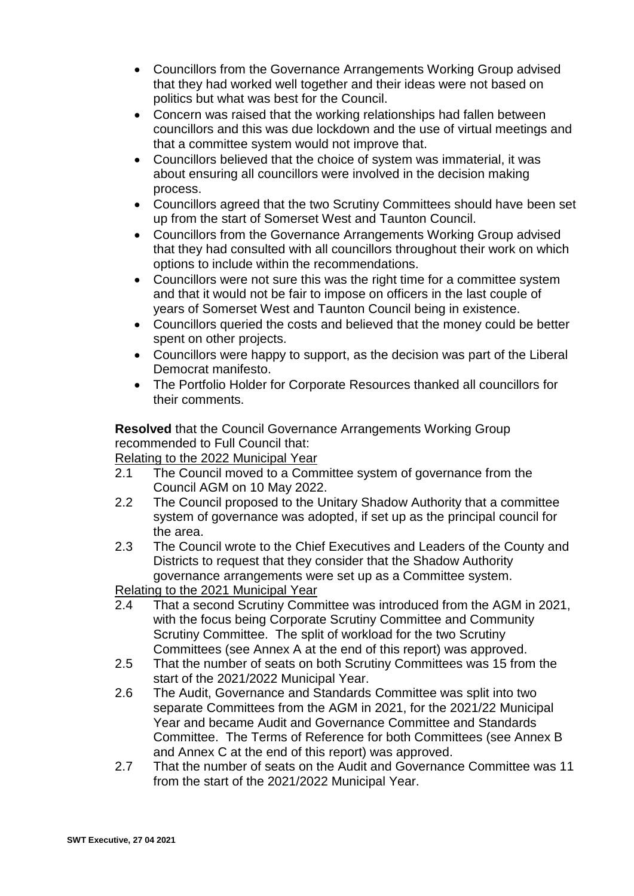- Councillors from the Governance Arrangements Working Group advised that they had worked well together and their ideas were not based on politics but what was best for the Council.
- Concern was raised that the working relationships had fallen between councillors and this was due lockdown and the use of virtual meetings and that a committee system would not improve that.
- Councillors believed that the choice of system was immaterial, it was about ensuring all councillors were involved in the decision making process.
- Councillors agreed that the two Scrutiny Committees should have been set up from the start of Somerset West and Taunton Council.
- Councillors from the Governance Arrangements Working Group advised that they had consulted with all councillors throughout their work on which options to include within the recommendations.
- Councillors were not sure this was the right time for a committee system and that it would not be fair to impose on officers in the last couple of years of Somerset West and Taunton Council being in existence.
- Councillors queried the costs and believed that the money could be better spent on other projects.
- Councillors were happy to support, as the decision was part of the Liberal Democrat manifesto.
- The Portfolio Holder for Corporate Resources thanked all councillors for their comments.

**Resolved** that the Council Governance Arrangements Working Group recommended to Full Council that:

<u>Relating to the 2022 Municipal Year</u>

2.1 The Council moved to a Committee system of governance from the Council AGM on 10 May 2022.

2.2 The Council proposed to the Unitary Shadow Authority that a committee system of governance was adopted, if set up as the principal council for the area.

2.3 The Council wrote to the Chief Executives and Leaders of the County and Districts to request that they consider that the Shadow Authority governance arrangements were set up as a Committee system.

<u>Relating to the 2021 Municipal Year</u>

2.4 That a second Scrutiny Committee was introduced from the AGM in 2021, with the focus being Corporate Scrutiny Committee and Community Scrutiny Committee. The split of workload for the two Scrutiny Committees (see Annex A at the end of this report) was approved.

2.5 That the number of seats on both Scrutiny Committees was 15 from the start of the 2021/2022 Municipal Year.

2.6 The Audit, Governance and Standards Committee was split into two separate Committees from the AGM in 2021, for the 2021/22 Municipal Year and became Audit and Governance Committee and Standards Committee. The Terms of Reference for both Committees (see Annex B and Annex C at the end of this report) was approved.

2.7 That the number of seats on the Audit and Governance Committee was 11 from the start of the 2021/2022 Municipal Year.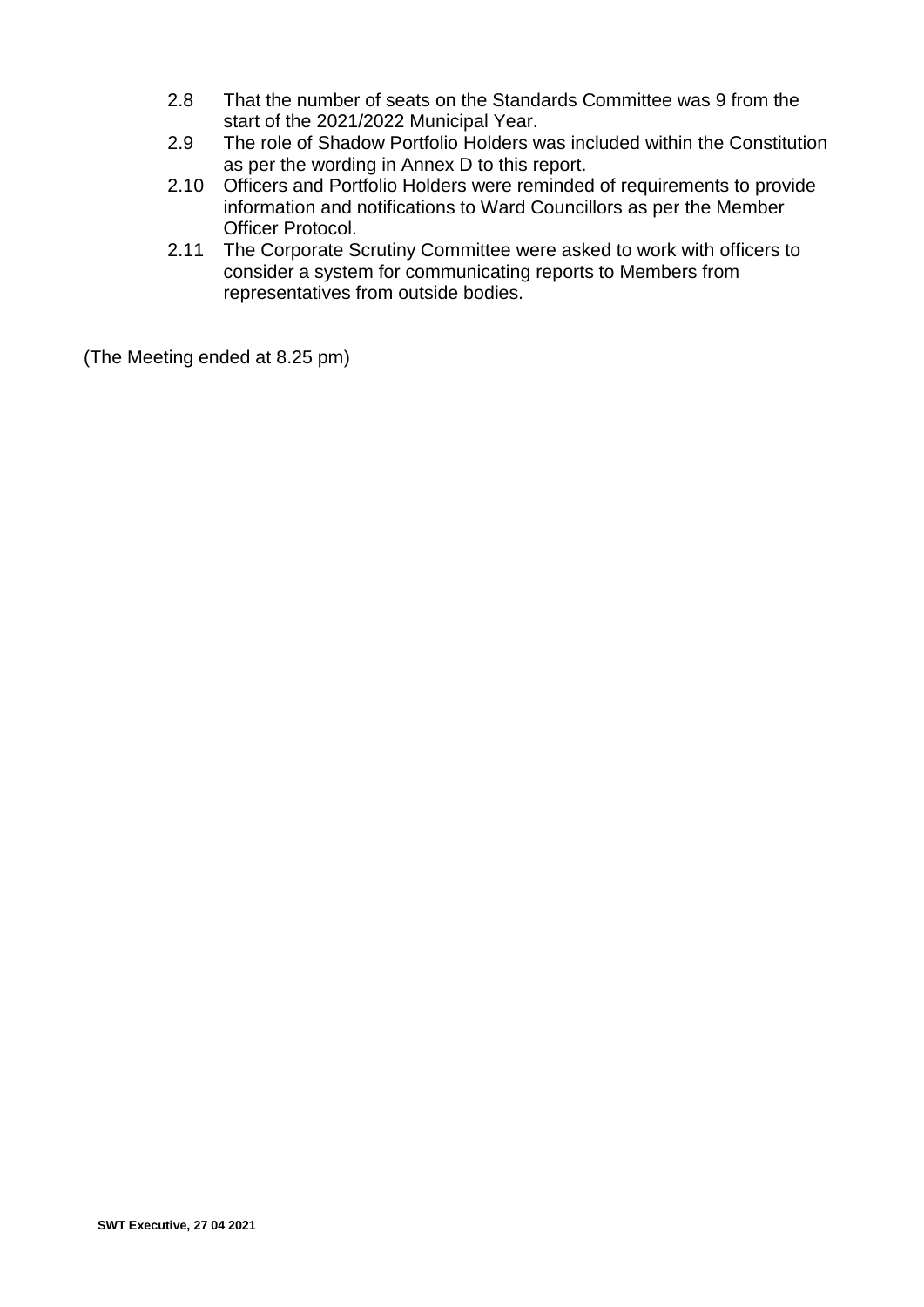2.8 That the number of seats on the Standards Committee was 9 from the start of the 2021/2022 Municipal Year.

2.9 The role of Shadow Portfolio Holders was included within the Constitution as per the wording in Annex D to this report.

2.10 Officers and Portfolio Holders were reminded of requirements to provide information and notifications to Ward Councillors as per the Member Officer Protocol.

2.11 The Corporate Scrutiny Committee were asked to work with officers to consider a system for communicating reports to Members from representatives from outside bodies.

(The Meeting ended at 8.25 pm)